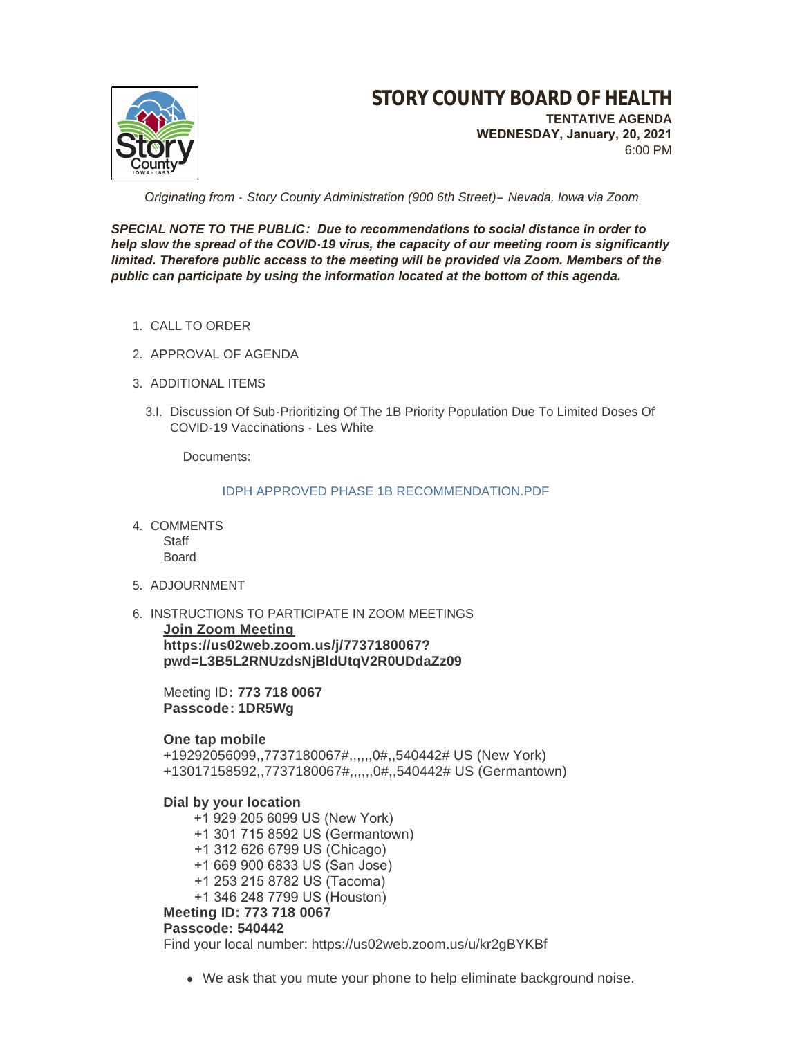# STORY COUNTY BOARD OF HEALTH

**TENTATIVE AGENDA**
**WEDNESDAY, January, 20, 2021**
6:00 PM

*Originating from - Story County Administration (900 6th Street)– Nevada, Iowa via Zoom*

***SPECIAL NOTE TO THE PUBLIC**: Due to recommendations to social distance in order to help slow the spread of the COVID-19 virus, the capacity of our meeting room is significantly limited. Therefore public access to the meeting will be provided via Zoom. Members of the public can participate by using the information located at the bottom of this agenda.*

1. CALL TO ORDER
2. APPROVAL OF AGENDA
3. ADDITIONAL ITEMS

   3.I. Discussion Of Sub-Prioritizing Of The 1B Priority Population Due To Limited Doses Of COVID-19 Vaccinations - Les White

   Documents:

   IDPH APPROVED PHASE 1B RECOMMENDATION.PDF

4. COMMENTS
   Staff
   Board
5. ADJOURNMENT
6. INSTRUCTIONS TO PARTICIPATE IN ZOOM MEETINGS

   **Join Zoom Meeting**
   **https://us02web.zoom.us/j/7737180067?pwd=L3B5L2RNUzdsNjBldUtqV2R0UDdaZz09**

   Meeting ID**: 773 718 0067**
   **Passcode: 1DR5Wg**

   **One tap mobile**
   +19292056099,,7737180067#,,,,,,0#,,540442# US (New York)
   +13017158592,,7737180067#,,,,,,0#,,540442# US (Germantown)

   **Dial by your location**
   +1 929 205 6099 US (New York)
   +1 301 715 8592 US (Germantown)
   +1 312 626 6799 US (Chicago)
   +1 669 900 6833 US (San Jose)
   +1 253 215 8782 US (Tacoma)
   +1 346 248 7799 US (Houston)
   **Meeting ID: 773 718 0067**
   **Passcode: 540442**
   Find your local number: https://us02web.zoom.us/u/kr2gBYKBf

   - We ask that you mute your phone to help eliminate background noise.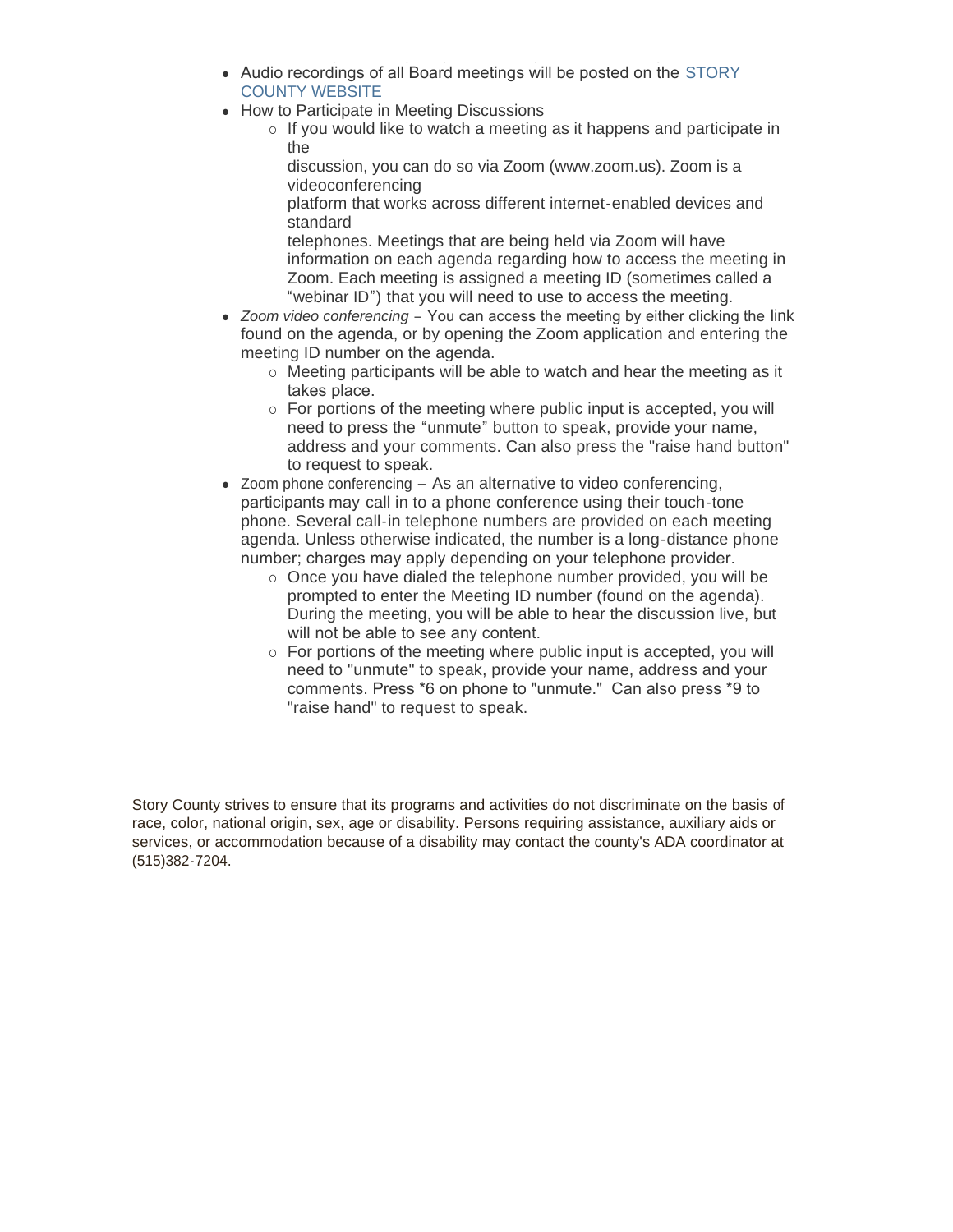- Audio recordings of all Board meetings will be posted on the STORY COUNTY WEBSITE
- How to Participate in Meeting Discussions
  - If you would like to watch a meeting as it happens and participate in the discussion, you can do so via Zoom (www.zoom.us). Zoom is a videoconferencing platform that works across different internet-enabled devices and standard telephones. Meetings that are being held via Zoom will have information on each agenda regarding how to access the meeting in Zoom. Each meeting is assigned a meeting ID (sometimes called a "webinar ID") that you will need to use to access the meeting.
- *Zoom video conferencing* – You can access the meeting by either clicking the link found on the agenda, or by opening the Zoom application and entering the meeting ID number on the agenda.
  - Meeting participants will be able to watch and hear the meeting as it takes place.
  - For portions of the meeting where public input is accepted, you will need to press the "unmute" button to speak, provide your name, address and your comments. Can also press the "raise hand button" to request to speak.
- Zoom phone conferencing – As an alternative to video conferencing, participants may call in to a phone conference using their touch-tone phone. Several call-in telephone numbers are provided on each meeting agenda. Unless otherwise indicated, the number is a long-distance phone number; charges may apply depending on your telephone provider.
  - Once you have dialed the telephone number provided, you will be prompted to enter the Meeting ID number (found on the agenda). During the meeting, you will be able to hear the discussion live, but will not be able to see any content.
  - For portions of the meeting where public input is accepted, you will need to "unmute" to speak, provide your name, address and your comments. Press *6 on phone to "unmute." Can also press *9 to "raise hand" to request to speak.

Story County strives to ensure that its programs and activities do not discriminate on the basis of race, color, national origin, sex, age or disability. Persons requiring assistance, auxiliary aids or services, or accommodation because of a disability may contact the county's ADA coordinator at (515)382-7204.